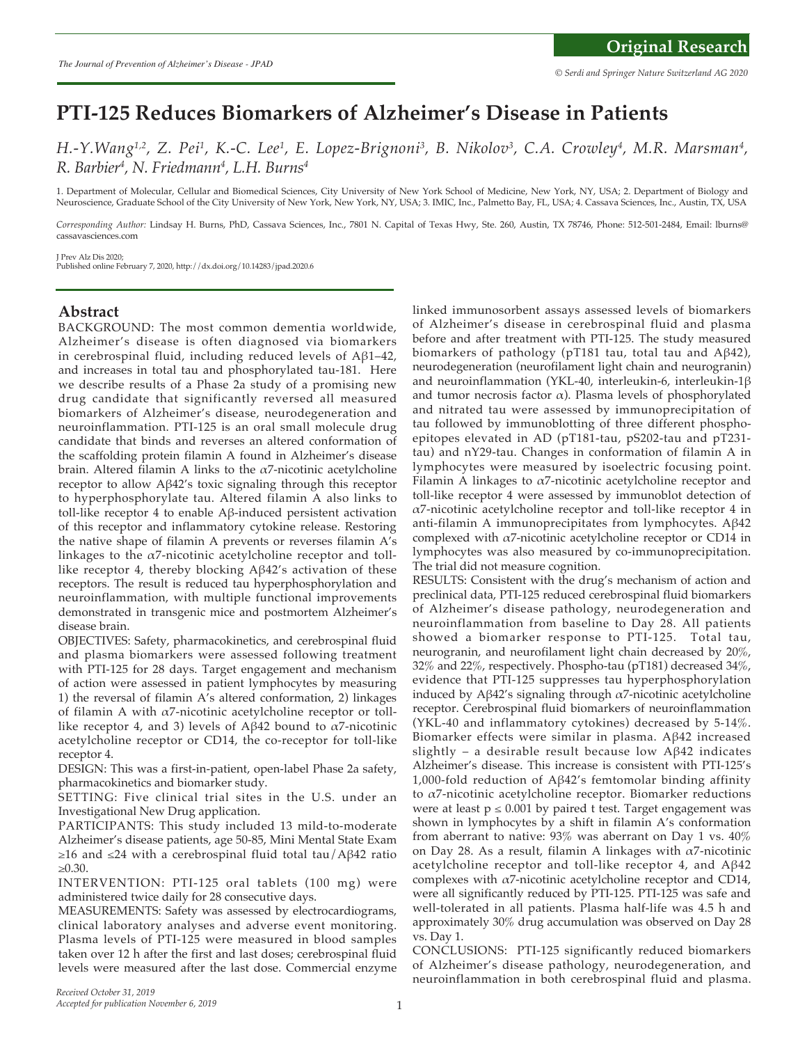# PTI-125 Reduces Biomarkers of Alzheimer's Disease in Patients

*H.-Y. Wang[1,2], Z. Pei[1], K.-C. Lee[1], E. Lopez-Brignoni[3], B. Nikolov[3], C.A. Crowley[4], M.R. Marsman[4], R. Barbier[4], N. Friedmann[4], L.H. Burns[4]*

1. Department of Molecular, Cellular and Biomedical Sciences, City University of New York School of Medicine, New York, NY, USA; 2. Department of Biology and Neuroscience, Graduate School of the City University of New York, New York, NY, USA; 3. IMIC, Inc., Palmetto Bay, FL, USA; 4. Cassava Sciences, Inc., Austin, TX, USA

*Corresponding Author:* Lindsay H. Burns, PhD, Cassava Sciences, Inc., 7801 N. Capital of Texas Hwy, Ste. 260, Austin, TX 78746, Phone: 512-501-2484, Email: lburns@cassavasciences.com

J Prev Alz Dis 2020;
Published online February 7, 2020, http://dx.doi.org/10.14283/jpad.2020.6

## Abstract

BACKGROUND: The most common dementia worldwide, Alzheimer's disease is often diagnosed via biomarkers in cerebrospinal fluid, including reduced levels of Aβ1–42, and increases in total tau and phosphorylated tau-181. Here we describe results of a Phase 2a study of a promising new drug candidate that significantly reversed all measured biomarkers of Alzheimer's disease, neurodegeneration and neuroinflammation. PTI-125 is an oral small molecule drug candidate that binds and reverses an altered conformation of the scaffolding protein filamin A found in Alzheimer's disease brain. Altered filamin A links to the α7-nicotinic acetylcholine receptor to allow Aβ42's toxic signaling through this receptor to hyperphosphorylate tau. Altered filamin A also links to toll-like receptor 4 to enable Aβ-induced persistent activation of this receptor and inflammatory cytokine release. Restoring the native shape of filamin A prevents or reverses filamin A's linkages to the α7-nicotinic acetylcholine receptor and toll-like receptor 4, thereby blocking Aβ42's activation of these receptors. The result is reduced tau hyperphosphorylation and neuroinflammation, with multiple functional improvements demonstrated in transgenic mice and postmortem Alzheimer's disease brain.

OBJECTIVES: Safety, pharmacokinetics, and cerebrospinal fluid and plasma biomarkers were assessed following treatment with PTI-125 for 28 days. Target engagement and mechanism of action were assessed in patient lymphocytes by measuring 1) the reversal of filamin A's altered conformation, 2) linkages of filamin A with α7-nicotinic acetylcholine receptor or toll-like receptor 4, and 3) levels of Aβ42 bound to α7-nicotinic acetylcholine receptor or CD14, the co-receptor for toll-like receptor 4.

DESIGN: This was a first-in-patient, open-label Phase 2a safety, pharmacokinetics and biomarker study.

SETTING: Five clinical trial sites in the U.S. under an Investigational New Drug application.

PARTICIPANTS: This study included 13 mild-to-moderate Alzheimer's disease patients, age 50-85, Mini Mental State Exam ≥16 and ≤24 with a cerebrospinal fluid total tau/Aβ42 ratio ≥0.30.

INTERVENTION: PTI-125 oral tablets (100 mg) were administered twice daily for 28 consecutive days.

MEASUREMENTS: Safety was assessed by electrocardiograms, clinical laboratory analyses and adverse event monitoring. Plasma levels of PTI-125 were measured in blood samples taken over 12 h after the first and last doses; cerebrospinal fluid levels were measured after the last dose. Commercial enzyme linked immunosorbent assays assessed levels of biomarkers of Alzheimer's disease in cerebrospinal fluid and plasma before and after treatment with PTI-125. The study measured biomarkers of pathology (pT181 tau, total tau and Aβ42), neurodegeneration (neurofilament light chain and neurogranin) and neuroinflammation (YKL-40, interleukin-6, interleukin-1β and tumor necrosis factor α). Plasma levels of phosphorylated and nitrated tau were assessed by immunoprecipitation of tau followed by immunoblotting of three different phospho-epitopes elevated in AD (pT181-tau, pS202-tau and pT231-tau) and nY29-tau. Changes in conformation of filamin A in lymphocytes were measured by isoelectric focusing point. Filamin A linkages to α7-nicotinic acetylcholine receptor and toll-like receptor 4 were assessed by immunoblot detection of α7-nicotinic acetylcholine receptor and toll-like receptor 4 in anti-filamin A immunoprecipitates from lymphocytes. Aβ42 complexed with α7-nicotinic acetylcholine receptor or CD14 in lymphocytes was also measured by co-immunoprecipitation. The trial did not measure cognition.

RESULTS: Consistent with the drug's mechanism of action and preclinical data, PTI-125 reduced cerebrospinal fluid biomarkers of Alzheimer's disease pathology, neurodegeneration and neuroinflammation from baseline to Day 28. All patients showed a biomarker response to PTI-125. Total tau, neurogranin, and neurofilament light chain decreased by 20%, 32% and 22%, respectively. Phospho-tau (pT181) decreased 34%, evidence that PTI-125 suppresses tau hyperphosphorylation induced by Aβ42's signaling through α7-nicotinic acetylcholine receptor. Cerebrospinal fluid biomarkers of neuroinflammation (YKL-40 and inflammatory cytokines) decreased by 5-14%. Biomarker effects were similar in plasma. Aβ42 increased slightly – a desirable result because low Aβ42 indicates Alzheimer's disease. This increase is consistent with PTI-125's 1,000-fold reduction of Aβ42's femtomolar binding affinity to α7-nicotinic acetylcholine receptor. Biomarker reductions were at least $p \leq 0.001$ by paired t test. Target engagement was shown in lymphocytes by a shift in filamin A's conformation from aberrant to native: 93% was aberrant on Day 1 vs. 40% on Day 28. As a result, filamin A linkages with α7-nicotinic acetylcholine receptor and toll-like receptor 4, and Aβ42 complexes with α7-nicotinic acetylcholine receptor and CD14, were all significantly reduced by PTI-125. PTI-125 was safe and well-tolerated in all patients. Plasma half-life was 4.5 h and approximately 30% drug accumulation was observed on Day 28 vs. Day 1.

CONCLUSIONS: PTI-125 significantly reduced biomarkers of Alzheimer's disease pathology, neurodegeneration, and neuroinflammation in both cerebrospinal fluid and plasma.

*Received October 31, 2019*
*Accepted for publication November 6, 2019*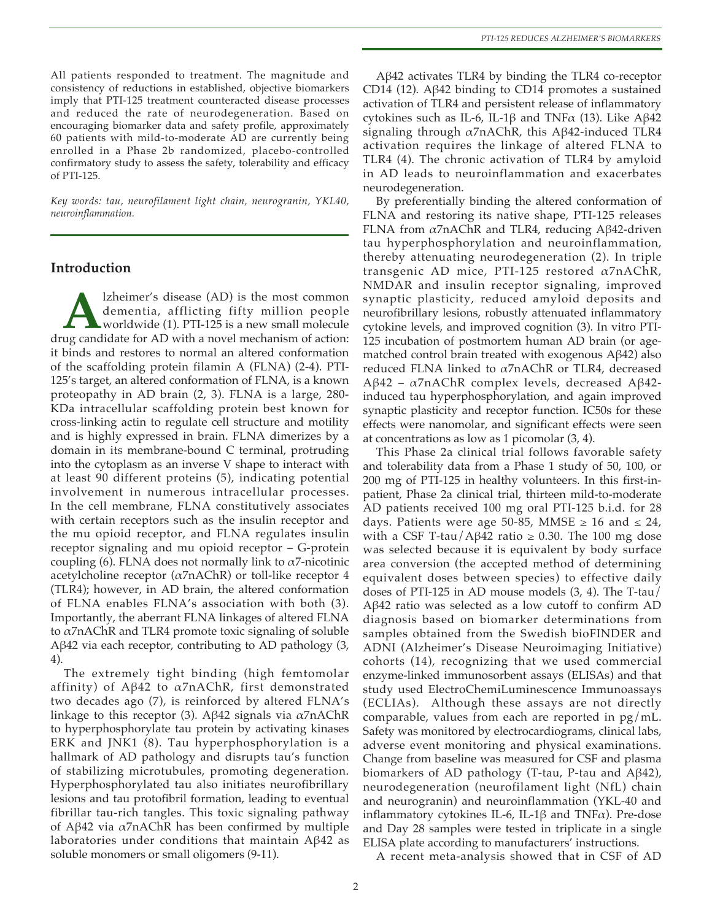All patients responded to treatment. The magnitude and consistency of reductions in established, objective biomarkers imply that PTI-125 treatment counteracted disease processes and reduced the rate of neurodegeneration. Based on encouraging biomarker data and safety profile, approximately 60 patients with mild-to-moderate AD are currently being enrolled in a Phase 2b randomized, placebo-controlled confirmatory study to assess the safety, tolerability and efficacy of PTI-125.

*Key words: tau, neurofilament light chain, neurogranin, YKL40, neuroinflammation.*

## Introduction

Alzheimer's disease (AD) is the most common dementia, afflicting fifty million people worldwide (1). PTI-125 is a new small molecule drug candidate for AD with a novel mechanism of action: it binds and restores to normal an altered conformation of the scaffolding protein filamin A (FLNA) (2-4). PTI-125's target, an altered conformation of FLNA, is a known proteopathy in AD brain (2, 3). FLNA is a large, 280-KDa intracellular scaffolding protein best known for cross-linking actin to regulate cell structure and motility and is highly expressed in brain. FLNA dimerizes by a domain in its membrane-bound C terminal, protruding into the cytoplasm as an inverse V shape to interact with at least 90 different proteins (5), indicating potential involvement in numerous intracellular processes. In the cell membrane, FLNA constitutively associates with certain receptors such as the insulin receptor and the mu opioid receptor, and FLNA regulates insulin receptor signaling and mu opioid receptor – G-protein coupling (6). FLNA does not normally link to α7-nicotinic acetylcholine receptor (α7nAChR) or toll-like receptor 4 (TLR4); however, in AD brain, the altered conformation of FLNA enables FLNA's association with both (3). Importantly, the aberrant FLNA linkages of altered FLNA to α7nAChR and TLR4 promote toxic signaling of soluble Aβ42 via each receptor, contributing to AD pathology (3, 4).

The extremely tight binding (high femtomolar affinity) of Aβ42 to α7nAChR, first demonstrated two decades ago (7), is reinforced by altered FLNA's linkage to this receptor (3). Aβ42 signals via α7nAChR to hyperphosphorylate tau protein by activating kinases ERK and JNK1 (8). Tau hyperphosphorylation is a hallmark of AD pathology and disrupts tau's function of stabilizing microtubules, promoting degeneration. Hyperphosphorylated tau also initiates neurofibrillary lesions and tau protofibril formation, leading to eventual fibrillar tau-rich tangles. This toxic signaling pathway of Aβ42 via α7nAChR has been confirmed by multiple laboratories under conditions that maintain Aβ42 as soluble monomers or small oligomers (9-11).

Aβ42 activates TLR4 by binding the TLR4 co-receptor CD14 (12). Aβ42 binding to CD14 promotes a sustained activation of TLR4 and persistent release of inflammatory cytokines such as IL-6, IL-1β and TNFα (13). Like Aβ42 signaling through α7nAChR, this Aβ42-induced TLR4 activation requires the linkage of altered FLNA to TLR4 (4). The chronic activation of TLR4 by amyloid in AD leads to neuroinflammation and exacerbates neurodegeneration.

By preferentially binding the altered conformation of FLNA and restoring its native shape, PTI-125 releases FLNA from α7nAChR and TLR4, reducing Aβ42-driven tau hyperphosphorylation and neuroinflammation, thereby attenuating neurodegeneration (2). In triple transgenic AD mice, PTI-125 restored α7nAChR, NMDAR and insulin receptor signaling, improved synaptic plasticity, reduced amyloid deposits and neurofibrillary lesions, robustly attenuated inflammatory cytokine levels, and improved cognition (3). In vitro PTI-125 incubation of postmortem human AD brain (or age-matched control brain treated with exogenous Aβ42) also reduced FLNA linked to α7nAChR or TLR4, decreased Aβ42 – α7nAChR complex levels, decreased Aβ42-induced tau hyperphosphorylation, and again improved synaptic plasticity and receptor function. IC50s for these effects were nanomolar, and significant effects were seen at concentrations as low as 1 picomolar (3, 4).

This Phase 2a clinical trial follows favorable safety and tolerability data from a Phase 1 study of 50, 100, or 200 mg of PTI-125 in healthy volunteers. In this first-in-patient, Phase 2a clinical trial, thirteen mild-to-moderate AD patients received 100 mg oral PTI-125 b.i.d. for 28 days. Patients were age 50-85, MMSE ≥ 16 and ≤ 24, with a CSF T-tau/Aβ42 ratio ≥ 0.30. The 100 mg dose was selected because it is equivalent by body surface area conversion (the accepted method of determining equivalent doses between species) to effective daily doses of PTI-125 in AD mouse models (3, 4). The T-tau/Aβ42 ratio was selected as a low cutoff to confirm AD diagnosis based on biomarker determinations from samples obtained from the Swedish bioFINDER and ADNI (Alzheimer's Disease Neuroimaging Initiative) cohorts (14), recognizing that we used commercial enzyme-linked immunosorbent assays (ELISAs) and that study used ElectroChemiLuminescence Immunoassays (ECLIAs). Although these assays are not directly comparable, values from each are reported in pg/mL. Safety was monitored by electrocardiograms, clinical labs, adverse event monitoring and physical examinations. Change from baseline was measured for CSF and plasma biomarkers of AD pathology (T-tau, P-tau and Aβ42), neurodegeneration (neurofilament light (NfL) chain and neurogranin) and neuroinflammation (YKL-40 and inflammatory cytokines IL-6, IL-1β and TNFα). Pre-dose and Day 28 samples were tested in triplicate in a single ELISA plate according to manufacturers' instructions.

A recent meta-analysis showed that in CSF of AD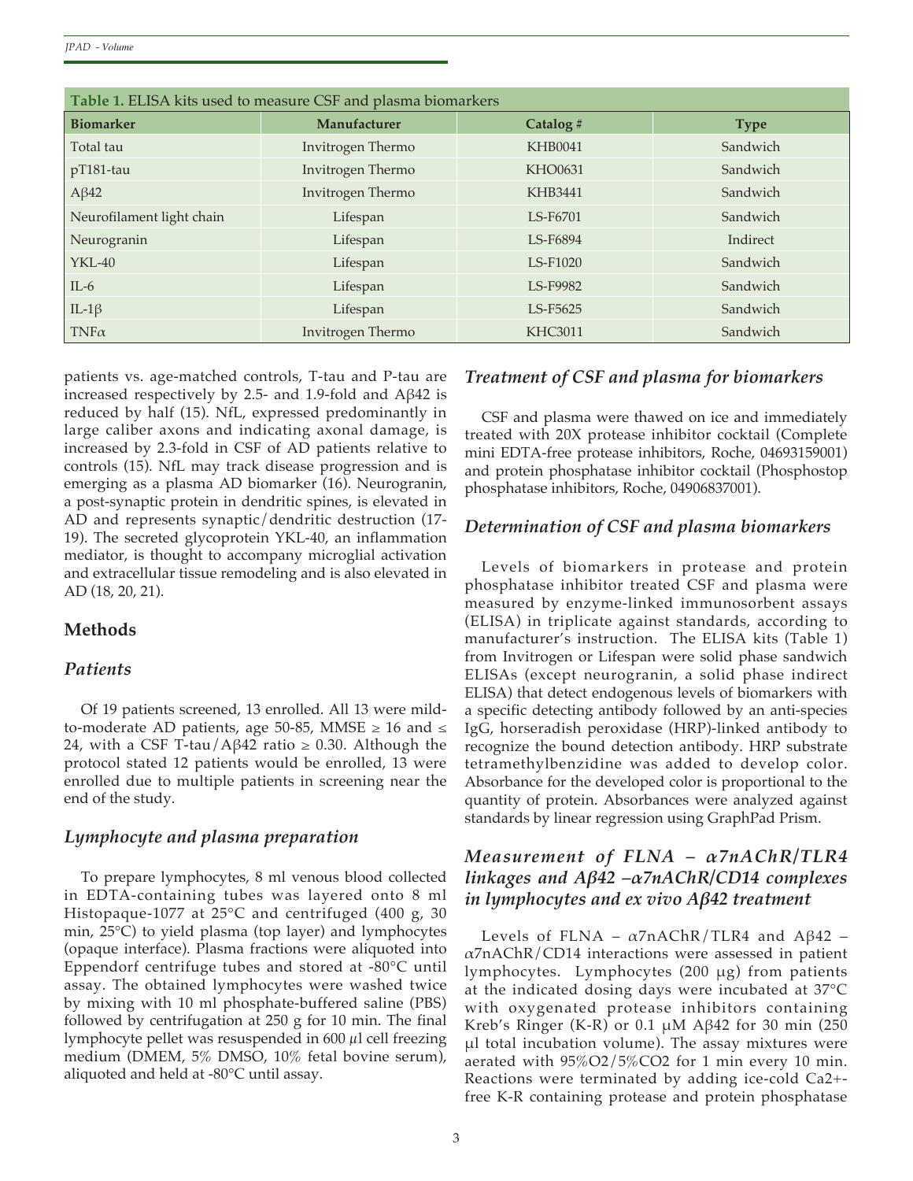Table 1. ELISA kits used to measure CSF and plasma biomarkers

| Biomarker | Manufacturer | Catalog # | Type |
|---|---|---|---|
| Total tau | Invitrogen Thermo | KHB0041 | Sandwich |
| pT181-tau | Invitrogen Thermo | KHO0631 | Sandwich |
| Aβ42 | Invitrogen Thermo | KHB3441 | Sandwich |
| Neurofilament light chain | Lifespan | LS-F6701 | Sandwich |
| Neurogranin | Lifespan | LS-F6894 | Indirect |
| YKL-40 | Lifespan | LS-F1020 | Sandwich |
| IL-6 | Lifespan | LS-F9982 | Sandwich |
| IL-1β | Lifespan | LS-F5625 | Sandwich |
| TNFα | Invitrogen Thermo | KHC3011 | Sandwich |

patients vs. age-matched controls, T-tau and P-tau are increased respectively by 2.5- and 1.9-fold and Aβ42 is reduced by half (15). NfL, expressed predominantly in large caliber axons and indicating axonal damage, is increased by 2.3-fold in CSF of AD patients relative to controls (15). NfL may track disease progression and is emerging as a plasma AD biomarker (16). Neurogranin, a post-synaptic protein in dendritic spines, is elevated in AD and represents synaptic/dendritic destruction (17-19). The secreted glycoprotein YKL-40, an inflammation mediator, is thought to accompany microglial activation and extracellular tissue remodeling and is also elevated in AD (18, 20, 21).

## Methods

### Patients

Of 19 patients screened, 13 enrolled. All 13 were mild-to-moderate AD patients, age 50-85, MMSE ≥ 16 and ≤ 24, with a CSF T-tau/Aβ42 ratio ≥ 0.30. Although the protocol stated 12 patients would be enrolled, 13 were enrolled due to multiple patients in screening near the end of the study.

### Lymphocyte and plasma preparation

To prepare lymphocytes, 8 ml venous blood collected in EDTA-containing tubes was layered onto 8 ml Histopaque-1077 at 25°C and centrifuged (400 g, 30 min, 25°C) to yield plasma (top layer) and lymphocytes (opaque interface). Plasma fractions were aliquoted into Eppendorf centrifuge tubes and stored at -80°C until assay. The obtained lymphocytes were washed twice by mixing with 10 ml phosphate-buffered saline (PBS) followed by centrifugation at 250 g for 10 min. The final lymphocyte pellet was resuspended in 600 µl cell freezing medium (DMEM, 5% DMSO, 10% fetal bovine serum), aliquoted and held at -80°C until assay.

### Treatment of CSF and plasma for biomarkers

CSF and plasma were thawed on ice and immediately treated with 20X protease inhibitor cocktail (Complete mini EDTA-free protease inhibitors, Roche, 04693159001) and protein phosphatase inhibitor cocktail (Phosphostop phosphatase inhibitors, Roche, 04906837001).

### Determination of CSF and plasma biomarkers

Levels of biomarkers in protease and protein phosphatase inhibitor treated CSF and plasma were measured by enzyme-linked immunosorbent assays (ELISA) in triplicate against standards, according to manufacturer's instruction. The ELISA kits (Table 1) from Invitrogen or Lifespan were solid phase sandwich ELISAs (except neurogranin, a solid phase indirect ELISA) that detect endogenous levels of biomarkers with a specific detecting antibody followed by an anti-species IgG, horseradish peroxidase (HRP)-linked antibody to recognize the bound detection antibody. HRP substrate tetramethylbenzidine was added to develop color. Absorbance for the developed color is proportional to the quantity of protein. Absorbances were analyzed against standards by linear regression using GraphPad Prism.

### Measurement of FLNA – α7nAChR/TLR4 linkages and Aβ42 –α7nAChR/CD14 complexes in lymphocytes and ex vivo Aβ42 treatment

Levels of FLNA – α7nAChR/TLR4 and Aβ42 – α7nAChR/CD14 interactions were assessed in patient lymphocytes. Lymphocytes (200 µg) from patients at the indicated dosing days were incubated at 37°C with oxygenated protease inhibitors containing Kreb's Ringer (K-R) or 0.1 µM Aβ42 for 30 min (250 µl total incubation volume). The assay mixtures were aerated with 95%$O_2$/5%$CO_2$ for 1 min every 10 min. Reactions were terminated by adding ice-cold $Ca^{2+}$-free K-R containing protease and protein phosphatase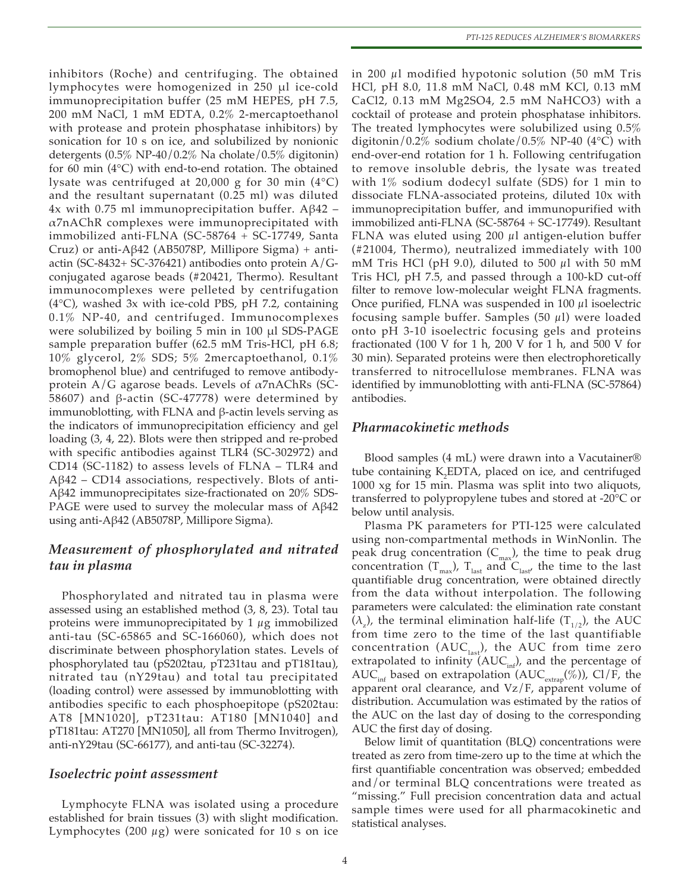inhibitors (Roche) and centrifuging. The obtained lymphocytes were homogenized in 250 µl ice-cold immunoprecipitation buffer (25 mM HEPES, pH 7.5, 200 mM NaCl, 1 mM EDTA, 0.2% 2-mercaptoethanol with protease and protein phosphatase inhibitors) by sonication for 10 s on ice, and solubilized by nonionic detergents (0.5% NP-40/0.2% Na cholate/0.5% digitonin) for 60 min (4°C) with end-to-end rotation. The obtained lysate was centrifuged at 20,000 g for 30 min (4°C) and the resultant supernatant (0.25 ml) was diluted 4x with 0.75 ml immunoprecipitation buffer. Aβ42 – α7nAChR complexes were immunoprecipitated with immobilized anti-FLNA (SC-58764 + SC-17749, Santa Cruz) or anti-Aβ42 (AB5078P, Millipore Sigma) + anti-actin (SC-8432+ SC-376421) antibodies onto protein A/G-conjugated agarose beads (#20421, Thermo). Resultant immunocomplexes were pelleted by centrifugation (4°C), washed 3x with ice-cold PBS, pH 7.2, containing 0.1% NP-40, and centrifuged. Immunocomplexes were solubilized by boiling 5 min in 100 µl SDS-PAGE sample preparation buffer (62.5 mM Tris-HCl, pH 6.8; 10% glycerol, 2% SDS; 5% 2mercaptoethanol, 0.1% bromophenol blue) and centrifuged to remove antibody-protein A/G agarose beads. Levels of α7nAChRs (SC-58607) and β-actin (SC-47778) were determined by immunoblotting, with FLNA and β-actin levels serving as the indicators of immunoprecipitation efficiency and gel loading (3, 4, 22). Blots were then stripped and re-probed with specific antibodies against TLR4 (SC-302972) and CD14 (SC-1182) to assess levels of FLNA – TLR4 and Aβ42 – CD14 associations, respectively. Blots of anti-Aβ42 immunoprecipitates size-fractionated on 20% SDS-PAGE were used to survey the molecular mass of Aβ42 using anti-Aβ42 (AB5078P, Millipore Sigma).

## *Measurement of phosphorylated and nitrated tau in plasma*

Phosphorylated and nitrated tau in plasma were assessed using an established method (3, 8, 23). Total tau proteins were immunoprecipitated by 1 µg immobilized anti-tau (SC-65865 and SC-166060), which does not discriminate between phosphorylation states. Levels of phosphorylated tau (pS202tau, pT231tau and pT181tau), nitrated tau (nY29tau) and total tau precipitated (loading control) were assessed by immunoblotting with antibodies specific to each phosphoepitope (pS202tau: AT8 [MN1020], pT231tau: AT180 [MN1040] and pT181tau: AT270 [MN1050], all from Thermo Invitrogen), anti-nY29tau (SC-66177), and anti-tau (SC-32274).

## *Isoelectric point assessment*

Lymphocyte FLNA was isolated using a procedure established for brain tissues (3) with slight modification. Lymphocytes (200 µg) were sonicated for 10 s on ice in 200 µl modified hypotonic solution (50 mM Tris HCl, pH 8.0, 11.8 mM NaCl, 0.48 mM KCl, 0.13 mM CaCl2, 0.13 mM Mg2SO4, 2.5 mM NaHCO3) with a cocktail of protease and protein phosphatase inhibitors. The treated lymphocytes were solubilized using 0.5% digitonin/0.2% sodium cholate/0.5% NP-40 (4°C) with end-over-end rotation for 1 h. Following centrifugation to remove insoluble debris, the lysate was treated with 1% sodium dodecyl sulfate (SDS) for 1 min to dissociate FLNA-associated proteins, diluted 10x with immunoprecipitation buffer, and immunopurified with immobilized anti-FLNA (SC-58764 + SC-17749). Resultant FLNA was eluted using 200 µl antigen-elution buffer (#21004, Thermo), neutralized immediately with 100 mM Tris HCl (pH 9.0), diluted to 500 µl with 50 mM Tris HCl, pH 7.5, and passed through a 100-kD cut-off filter to remove low-molecular weight FLNA fragments. Once purified, FLNA was suspended in 100 µl isoelectric focusing sample buffer. Samples (50 µl) were loaded onto pH 3-10 isoelectric focusing gels and proteins fractionated (100 V for 1 h, 200 V for 1 h, and 500 V for 30 min). Separated proteins were then electrophoretically transferred to nitrocellulose membranes. FLNA was identified by immunoblotting with anti-FLNA (SC-57864) antibodies.

## *Pharmacokinetic methods*

Blood samples (4 mL) were drawn into a Vacutainer® tube containing $K_2$EDTA, placed on ice, and centrifuged 1000 xg for 15 min. Plasma was split into two aliquots, transferred to polypropylene tubes and stored at -20°C or below until analysis.

Plasma PK parameters for PTI-125 were calculated using non-compartmental methods in WinNonlin. The peak drug concentration ($C_{max}$), the time to peak drug concentration ($T_{max}$), $T_{last}$ and $C_{last}$, the time to the last quantifiable drug concentration, were obtained directly from the data without interpolation. The following parameters were calculated: the elimination rate constant ($\lambda_z$), the terminal elimination half-life ($T_{1/2}$), the AUC from time zero to the time of the last quantifiable concentration ($AUC_{last}$), the AUC from time zero extrapolated to infinity ($AUC_{inf}$), and the percentage of $AUC_{inf}$ based on extrapolation ($AUC_{extrap}(\%)$), Cl/F, the apparent oral clearance, and Vz/F, apparent volume of distribution. Accumulation was estimated by the ratios of the AUC on the last day of dosing to the corresponding AUC the first day of dosing.

Below limit of quantitation (BLQ) concentrations were treated as zero from time-zero up to the time at which the first quantifiable concentration was observed; embedded and/or terminal BLQ concentrations were treated as "missing." Full precision concentration data and actual sample times were used for all pharmacokinetic and statistical analyses.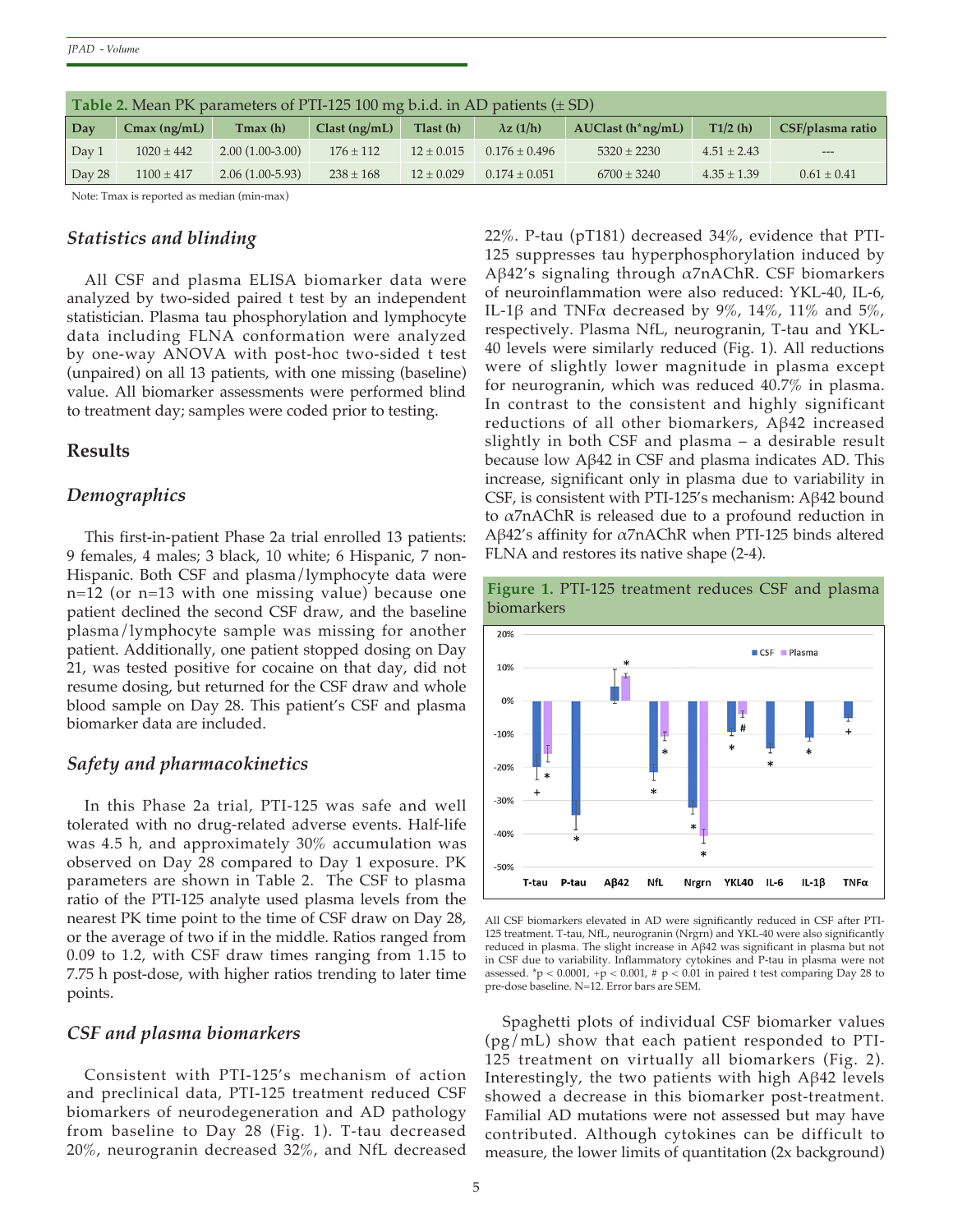**Table 2.** Mean PK parameters of PTI-125 100 mg b.i.d. in AD patients (± SD)

| Day | Cmax (ng/mL) | Tmax (h) | Clast (ng/mL) | Tlast (h) | λz (1/h) | AUClast (h*ng/mL) | T1/2 (h) | CSF/plasma ratio |
|---|---|---|---|---|---|---|---|---|
| Day 1 | 1020 ± 442 | 2.00 (1.00-3.00) | 176 ± 112 | 12 ± 0.015 | 0.176 ± 0.496 | 5320 ± 2230 | 4.51 ± 2.43 | --- |
| Day 28 | 1100 ± 417 | 2.06 (1.00-5.93) | 238 ± 168 | 12 ± 0.029 | 0.174 ± 0.051 | 6700 ± 3240 | 4.35 ± 1.39 | 0.61 ± 0.41 |

Note: Tmax is reported as median (min-max)

### *Statistics and blinding*

All CSF and plasma ELISA biomarker data were analyzed by two-sided paired t test by an independent statistician. Plasma tau phosphorylation and lymphocyte data including FLNA conformation were analyzed by one-way ANOVA with post-hoc two-sided t test (unpaired) on all 13 patients, with one missing (baseline) value. All biomarker assessments were performed blind to treatment day; samples were coded prior to testing.

## Results

### *Demographics*

This first-in-patient Phase 2a trial enrolled 13 patients: 9 females, 4 males; 3 black, 10 white; 6 Hispanic, 7 non-Hispanic. Both CSF and plasma/lymphocyte data were n=12 (or n=13 with one missing value) because one patient declined the second CSF draw, and the baseline plasma/lymphocyte sample was missing for another patient. Additionally, one patient stopped dosing on Day 21, was tested positive for cocaine on that day, did not resume dosing, but returned for the CSF draw and whole blood sample on Day 28. This patient's CSF and plasma biomarker data are included.

### *Safety and pharmacokinetics*

In this Phase 2a trial, PTI-125 was safe and well tolerated with no drug-related adverse events. Half-life was 4.5 h, and approximately 30% accumulation was observed on Day 28 compared to Day 1 exposure. PK parameters are shown in Table 2. The CSF to plasma ratio of the PTI-125 analyte used plasma levels from the nearest PK time point to the time of CSF draw on Day 28, or the average of two if in the middle. Ratios ranged from 0.09 to 1.2, with CSF draw times ranging from 1.15 to 7.75 h post-dose, with higher ratios trending to later time points.

### *CSF and plasma biomarkers*

Consistent with PTI-125's mechanism of action and preclinical data, PTI-125 treatment reduced CSF biomarkers of neurodegeneration and AD pathology from baseline to Day 28 (Fig. 1). T-tau decreased 20%, neurogranin decreased 32%, and NfL decreased 22%. P-tau (pT181) decreased 34%, evidence that PTI-125 suppresses tau hyperphosphorylation induced by Aβ42's signaling through α7nAChR. CSF biomarkers of neuroinflammation were also reduced: YKL-40, IL-6, IL-1β and TNFα decreased by 9%, 14%, 11% and 5%, respectively. Plasma NfL, neurogranin, T-tau and YKL-40 levels were similarly reduced (Fig. 1). All reductions were of slightly lower magnitude in plasma except for neurogranin, which was reduced 40.7% in plasma. In contrast to the consistent and highly significant reductions of all other biomarkers, Aβ42 increased slightly in both CSF and plasma – a desirable result because low Aβ42 in CSF and plasma indicates AD. This increase, significant only in plasma due to variability in CSF, is consistent with PTI-125's mechanism: Aβ42 bound to α7nAChR is released due to a profound reduction in Aβ42's affinity for α7nAChR when PTI-125 binds altered FLNA and restores its native shape (2-4).

**Figure 1.** PTI-125 treatment reduces CSF and plasma biomarkers

All CSF biomarkers elevated in AD were significantly reduced in CSF after PTI-125 treatment. T-tau, NfL, neurogranin (Nrgrn) and YKL-40 were also significantly reduced in plasma. The slight increase in Aβ42 was significant in plasma but not in CSF due to variability. Inflammatory cytokines and P-tau in plasma were not assessed. *$p < 0.0001$, +$p < 0.001$, # $p < 0.01$ in paired t test comparing Day 28 to pre-dose baseline. N=12. Error bars are SEM.

Spaghetti plots of individual CSF biomarker values (pg/mL) show that each patient responded to PTI-125 treatment on virtually all biomarkers (Fig. 2). Interestingly, the two patients with high Aβ42 levels showed a decrease in this biomarker post-treatment. Familial AD mutations were not assessed but may have contributed. Although cytokines can be difficult to measure, the lower limits of quantitation (2x background)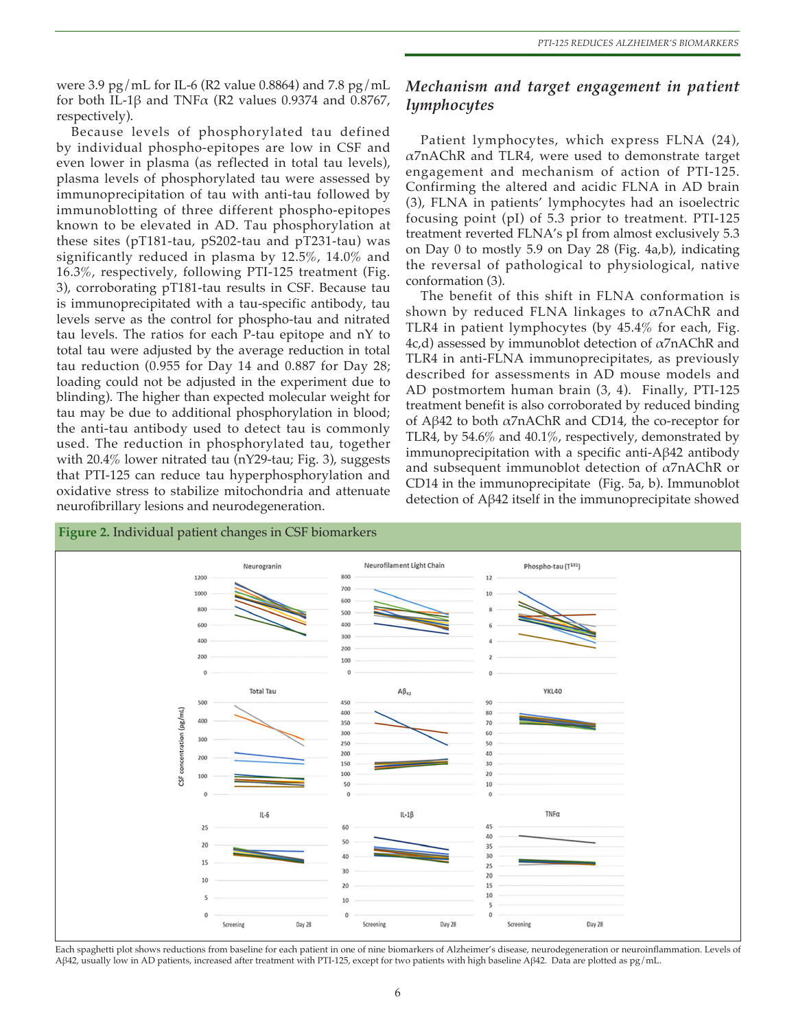were 3.9 pg/mL for IL-6 (R2 value 0.8864) and 7.8 pg/mL for both IL-1β and TNFα (R2 values 0.9374 and 0.8767, respectively).

Because levels of phosphorylated tau defined by individual phospho-epitopes are low in CSF and even lower in plasma (as reflected in total tau levels), plasma levels of phosphorylated tau were assessed by immunoprecipitation of tau with anti-tau followed by immunoblotting of three different phospho-epitopes known to be elevated in AD. Tau phosphorylation at these sites (pT181-tau, pS202-tau and pT231-tau) was significantly reduced in plasma by 12.5%, 14.0% and 16.3%, respectively, following PTI-125 treatment (Fig. 3), corroborating pT181-tau results in CSF. Because tau is immunoprecipitated with a tau-specific antibody, tau levels serve as the control for phospho-tau and nitrated tau levels. The ratios for each P-tau epitope and nY to total tau were adjusted by the average reduction in total tau reduction (0.955 for Day 14 and 0.887 for Day 28; loading could not be adjusted in the experiment due to blinding). The higher than expected molecular weight for tau may be due to additional phosphorylation in blood; the anti-tau antibody used to detect tau is commonly used. The reduction in phosphorylated tau, together with 20.4% lower nitrated tau (nY29-tau; Fig. 3), suggests that PTI-125 can reduce tau hyperphosphorylation and oxidative stress to stabilize mitochondria and attenuate neurofibrillary lesions and neurodegeneration.

## *Mechanism and target engagement in patient lymphocytes*

Patient lymphocytes, which express FLNA (24), α7nAChR and TLR4, were used to demonstrate target engagement and mechanism of action of PTI-125. Confirming the altered and acidic FLNA in AD brain (3), FLNA in patients' lymphocytes had an isoelectric focusing point (pI) of 5.3 prior to treatment. PTI-125 treatment reverted FLNA's pI from almost exclusively 5.3 on Day 0 to mostly 5.9 on Day 28 (Fig. 4a,b), indicating the reversal of pathological to physiological, native conformation (3).

The benefit of this shift in FLNA conformation is shown by reduced FLNA linkages to α7nAChR and TLR4 in patient lymphocytes (by 45.4% for each, Fig. 4c,d) assessed by immunoblot detection of α7nAChR and TLR4 in anti-FLNA immunoprecipitates, as previously described for assessments in AD mouse models and AD postmortem human brain (3, 4). Finally, PTI-125 treatment benefit is also corroborated by reduced binding of Aβ42 to both α7nAChR and CD14, the co-receptor for TLR4, by 54.6% and 40.1%, respectively, demonstrated by immunoprecipitation with a specific anti-Aβ42 antibody and subsequent immunoblot detection of α7nAChR or CD14 in the immunoprecipitate (Fig. 5a, b). Immunoblot detection of Aβ42 itself in the immunoprecipitate showed

**Figure 2.** Individual patient changes in CSF biomarkers

Each spaghetti plot shows reductions from baseline for each patient in one of nine biomarkers of Alzheimer's disease, neurodegeneration or neuroinflammation. Levels of Aβ42, usually low in AD patients, increased after treatment with PTI-125, except for two patients with high baseline Aβ42. Data are plotted as pg/mL.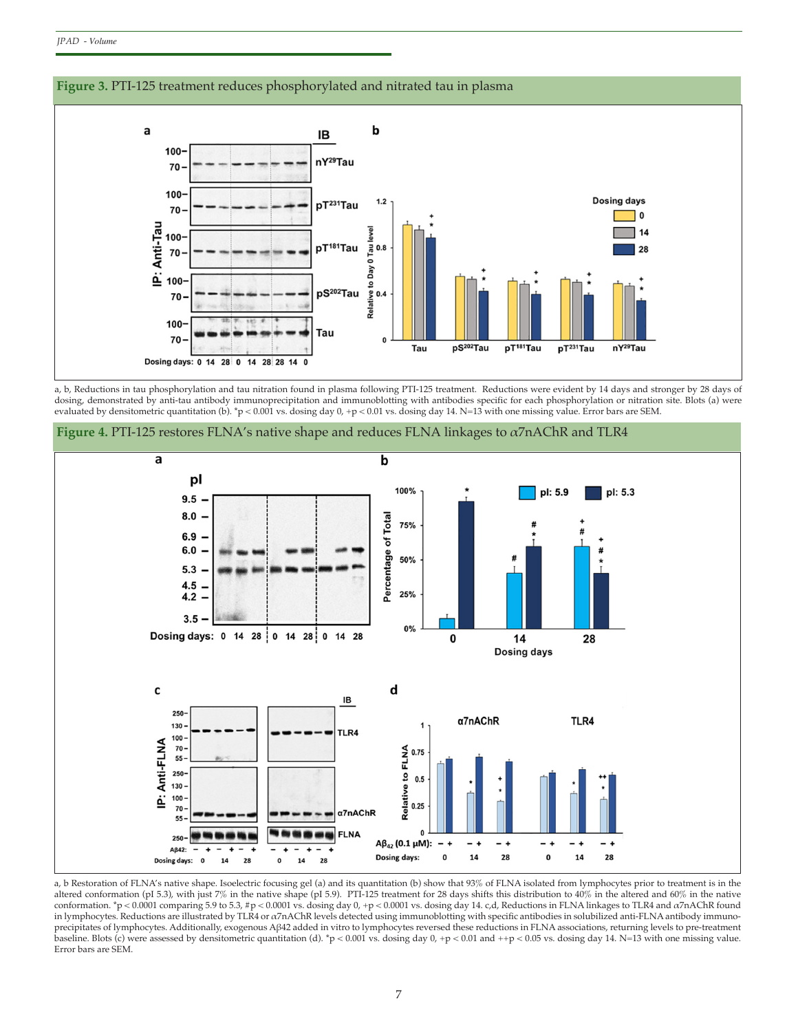**Figure 3.** PTI-125 treatment reduces phosphorylated and nitrated tau in plasma

a, b, Reductions in tau phosphorylation and tau nitration found in plasma following PTI-125 treatment. Reductions were evident by 14 days and stronger by 28 days of dosing, demonstrated by anti-tau antibody immunoprecipitation and immunoblotting with antibodies specific for each phosphorylation or nitration site. Blots (a) were evaluated by densitometric quantitation (b). *p < 0.001 vs. dosing day 0, +p < 0.01 vs. dosing day 14. N=13 with one missing value. Error bars are SEM.

**Figure 4.** PTI-125 restores FLNA's native shape and reduces FLNA linkages to α7nAChR and TLR4

a, b Restoration of FLNA's native shape. Isoelectric focusing gel (a) and its quantitation (b) show that 93% of FLNA isolated from lymphocytes prior to treatment is in the altered conformation (pI 5.3), with just 7% in the native shape (pI 5.9). PTI-125 treatment for 28 days shifts this distribution to 40% in the altered and 60% in the native conformation. *p < 0.0001 comparing 5.9 to 5.3, #p < 0.0001 vs. dosing day 0, +p < 0.0001 vs. dosing day 14. c,d, Reductions in FLNA linkages to TLR4 and α7nAChR found in lymphocytes. Reductions are illustrated by TLR4 or α7nAChR levels detected using immunoblotting with specific antibodies in solubilized anti-FLNA antibody immunoprecipitates of lymphocytes. Additionally, exogenous Aβ42 added in vitro to lymphocytes reversed these reductions in FLNA associations, returning levels to pre-treatment baseline. Blots (c) were assessed by densitometric quantitation (d). *p < 0.001 vs. dosing day 0, +p < 0.01 and ++p < 0.05 vs. dosing day 14. N=13 with one missing value. Error bars are SEM.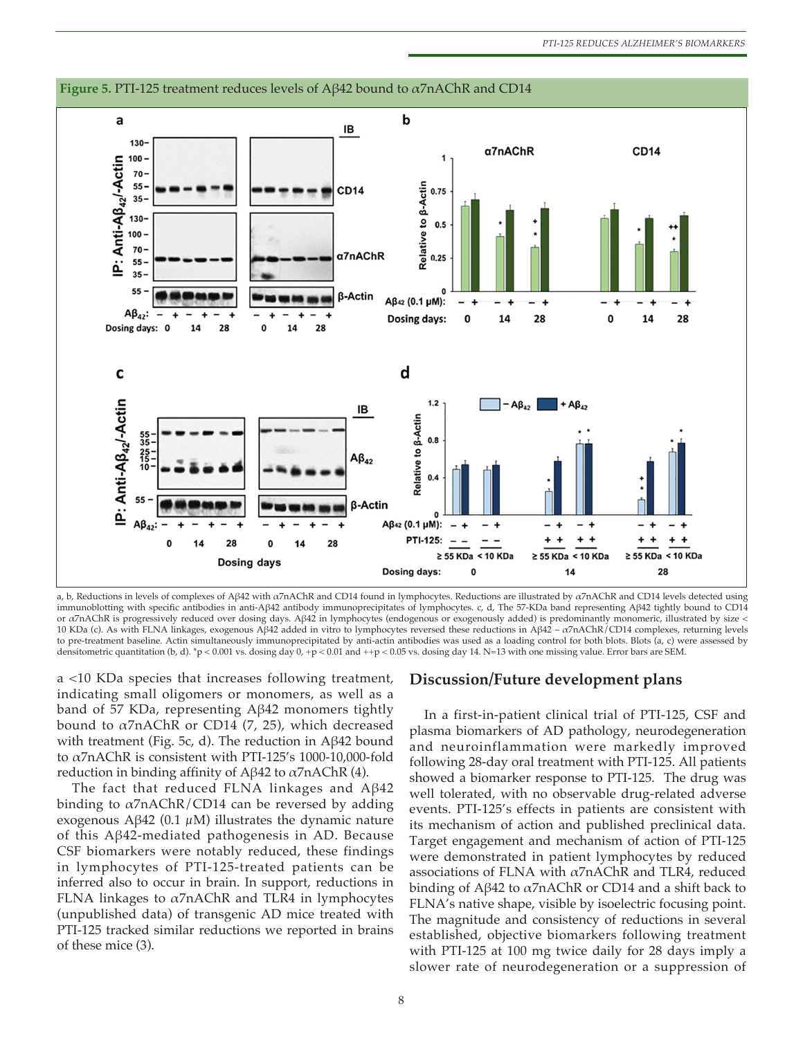**Figure 5.** PTI-125 treatment reduces levels of Aβ42 bound to α7nAChR and CD14

a, b, Reductions in levels of complexes of Aβ42 with α7nAChR and CD14 found in lymphocytes. Reductions are illustrated by α7nAChR and CD14 levels detected using immunoblotting with specific antibodies in anti-Aβ42 antibody immunoprecipitates of lymphocytes. c, d, The 57-KDa band representing Aβ42 tightly bound to CD14 or α7nAChR is progressively reduced over dosing days. Aβ42 in lymphocytes (endogenous or exogenously added) is predominantly monomeric, illustrated by size < 10 KDa (c). As with FLNA linkages, exogenous Aβ42 added in vitro to lymphocytes reversed these reductions in Aβ42 – α7nAChR/CD14 complexes, returning levels to pre-treatment baseline. Actin simultaneously immunoprecipitated by anti-actin antibodies was used as a loading control for both blots. Blots (a, c) were assessed by densitometric quantitation (b, d). *p < 0.001 vs. dosing day 0, +p < 0.01 and ++p < 0.05 vs. dosing day 14. N=13 with one missing value. Error bars are SEM.

a <10 KDa species that increases following treatment, indicating small oligomers or monomers, as well as a band of 57 KDa, representing Aβ42 monomers tightly bound to α7nAChR or CD14 (7, 25), which decreased with treatment (Fig. 5c, d). The reduction in Aβ42 bound to α7nAChR is consistent with PTI-125's 1000-10,000-fold reduction in binding affinity of Aβ42 to α7nAChR (4).

The fact that reduced FLNA linkages and Aβ42 binding to α7nAChR/CD14 can be reversed by adding exogenous Aβ42 (0.1 $\mu$M) illustrates the dynamic nature of this Aβ42-mediated pathogenesis in AD. Because CSF biomarkers were notably reduced, these findings in lymphocytes of PTI-125-treated patients can be inferred also to occur in brain. In support, reductions in FLNA linkages to α7nAChR and TLR4 in lymphocytes (unpublished data) of transgenic AD mice treated with PTI-125 tracked similar reductions we reported in brains of these mice (3).

## Discussion/Future development plans

In a first-in-patient clinical trial of PTI-125, CSF and plasma biomarkers of AD pathology, neurodegeneration and neuroinflammation were markedly improved following 28-day oral treatment with PTI-125. All patients showed a biomarker response to PTI-125. The drug was well tolerated, with no observable drug-related adverse events. PTI-125's effects in patients are consistent with its mechanism of action and published preclinical data. Target engagement and mechanism of action of PTI-125 were demonstrated in patient lymphocytes by reduced associations of FLNA with α7nAChR and TLR4, reduced binding of Aβ42 to α7nAChR or CD14 and a shift back to FLNA's native shape, visible by isoelectric focusing point. The magnitude and consistency of reductions in several established, objective biomarkers following treatment with PTI-125 at 100 mg twice daily for 28 days imply a slower rate of neurodegeneration or a suppression of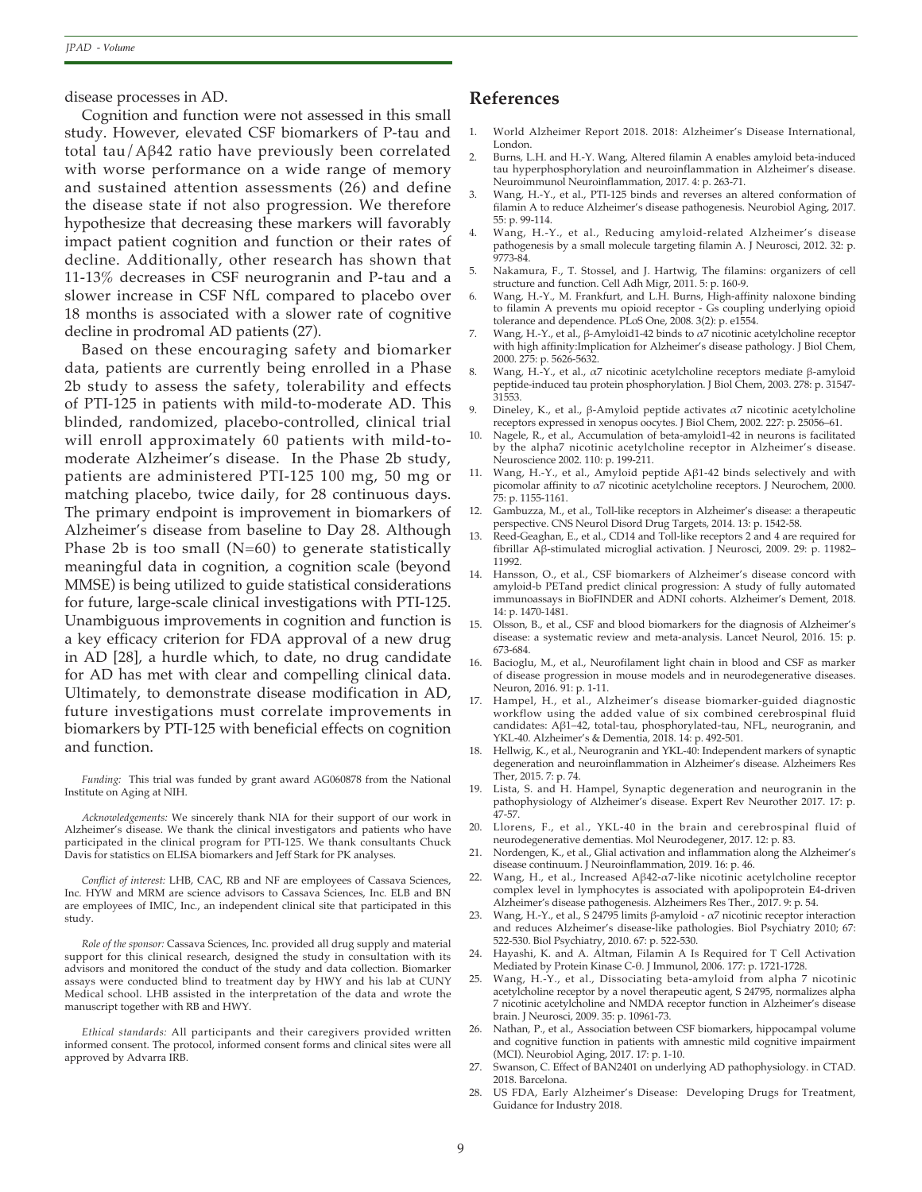disease processes in AD.

Cognition and function were not assessed in this small study. However, elevated CSF biomarkers of P-tau and total tau/Aβ42 ratio have previously been correlated with worse performance on a wide range of memory and sustained attention assessments (26) and define the disease state if not also progression. We therefore hypothesize that decreasing these markers will favorably impact patient cognition and function or their rates of decline. Additionally, other research has shown that 11-13% decreases in CSF neurogranin and P-tau and a slower increase in CSF NfL compared to placebo over 18 months is associated with a slower rate of cognitive decline in prodromal AD patients (27).

Based on these encouraging safety and biomarker data, patients are currently being enrolled in a Phase 2b study to assess the safety, tolerability and effects of PTI-125 in patients with mild-to-moderate AD. This blinded, randomized, placebo-controlled, clinical trial will enroll approximately 60 patients with mild-to-moderate Alzheimer's disease. In the Phase 2b study, patients are administered PTI-125 100 mg, 50 mg or matching placebo, twice daily, for 28 continuous days. The primary endpoint is improvement in biomarkers of Alzheimer's disease from baseline to Day 28. Although Phase 2b is too small (N=60) to generate statistically meaningful data in cognition, a cognition scale (beyond MMSE) is being utilized to guide statistical considerations for future, large-scale clinical investigations with PTI-125. Unambiguous improvements in cognition and function is a key efficacy criterion for FDA approval of a new drug in AD [28], a hurdle which, to date, no drug candidate for AD has met with clear and compelling clinical data. Ultimately, to demonstrate disease modification in AD, future investigations must correlate improvements in biomarkers by PTI-125 with beneficial effects on cognition and function.

*Funding:* This trial was funded by grant award AG060878 from the National Institute on Aging at NIH.

*Acknowledgements:* We sincerely thank NIA for their support of our work in Alzheimer's disease. We thank the clinical investigators and patients who have participated in the clinical program for PTI-125. We thank consultants Chuck Davis for statistics on ELISA biomarkers and Jeff Stark for PK analyses.

*Conflict of interest:* LHB, CAC, RB and NF are employees of Cassava Sciences, Inc. HYW and MRM are science advisors to Cassava Sciences, Inc. ELB and BN are employees of IMIC, Inc., an independent clinical site that participated in this study.

*Role of the sponsor:* Cassava Sciences, Inc. provided all drug supply and material support for this clinical research, designed the study in consultation with its advisors and monitored the conduct of the study and data collection. Biomarker assays were conducted blind to treatment day by HWY and his lab at CUNY Medical school. LHB assisted in the interpretation of the data and wrote the manuscript together with RB and HWY.

*Ethical standards:* All participants and their caregivers provided written informed consent. The protocol, informed consent forms and clinical sites were all approved by Advarra IRB.

## References

1. World Alzheimer Report 2018. 2018: Alzheimer's Disease International, London.
2. Burns, L.H. and H.-Y. Wang, Altered filamin A enables amyloid beta-induced tau hyperphosphorylation and neuroinflammation in Alzheimer's disease. Neuroimmunol Neuroinflammation, 2017. 4: p. 263-71.
3. Wang, H.-Y., et al., PTI-125 binds and reverses an altered conformation of filamin A to reduce Alzheimer's disease pathogenesis. Neurobiol Aging, 2017. 55: p. 99-114.
4. Wang, H.-Y., et al., Reducing amyloid-related Alzheimer's disease pathogenesis by a small molecule targeting filamin A. J Neurosci, 2012. 32: p. 9773-84.
5. Nakamura, F., T. Stossel, and J. Hartwig, The filamins: organizers of cell structure and function. Cell Adh Migr, 2011. 5: p. 160-9.
6. Wang, H.-Y., M. Frankfurt, and L.H. Burns, High-affinity naloxone binding to filamin A prevents mu opioid receptor - Gs coupling underlying opioid tolerance and dependence. PLoS One, 2008. 3(2): p. e1554.
7. Wang, H.-Y., et al., β-Amyloid1-42 binds to α7 nicotinic acetylcholine receptor with high affinity:Implication for Alzheimer's disease pathology. J Biol Chem, 2000. 275: p. 5626-5632.
8. Wang, H.-Y., et al., α7 nicotinic acetylcholine receptors mediate β-amyloid peptide-induced tau protein phosphorylation. J Biol Chem, 2003. 278: p. 31547-31553.
9. Dineley, K., et al., β-Amyloid peptide activates α7 nicotinic acetylcholine receptors expressed in xenopus oocytes. J Biol Chem, 2002. 227: p. 25056–61.
10. Nagele, R., et al., Accumulation of beta-amyloid1-42 in neurons is facilitated by the alpha7 nicotinic acetylcholine receptor in Alzheimer's disease. Neuroscience 2002. 110: p. 199-211.
11. Wang, H.-Y., et al., Amyloid peptide Aβ1-42 binds selectively and with picomolar affinity to α7 nicotinic acetylcholine receptors. J Neurochem, 2000. 75: p. 1155-1161.
12. Gambuzza, M., et al., Toll-like receptors in Alzheimer's disease: a therapeutic perspective. CNS Neurol Disord Drug Targets, 2014. 13: p. 1542-58.
13. Reed-Geaghan, E., et al., CD14 and Toll-like receptors 2 and 4 are required for fibrillar Aβ-stimulated microglial activation. J Neurosci, 2009. 29: p. 11982–11992.
14. Hansson, O., et al., CSF biomarkers of Alzheimer's disease concord with amyloid-b PETand predict clinical progression: A study of fully automated immunoassays in BioFINDER and ADNI cohorts. Alzheimer's Dement, 2018. 14: p. 1470-1481.
15. Olsson, B., et al., CSF and blood biomarkers for the diagnosis of Alzheimer's disease: a systematic review and meta-analysis. Lancet Neurol, 2016. 15: p. 673-684.
16. Bacioglu, M., et al., Neurofilament light chain in blood and CSF as marker of disease progression in mouse models and in neurodegenerative diseases. Neuron, 2016. 91: p. 1-11.
17. Hampel, H., et al., Alzheimer's disease biomarker-guided diagnostic workflow using the added value of six combined cerebrospinal fluid candidates: Aβ1–42, total-tau, phosphorylated-tau, NFL, neurogranin, and YKL-40. Alzheimer's & Dementia, 2018. 14: p. 492-501.
18. Hellwig, K., et al., Neurogranin and YKL-40: Independent markers of synaptic degeneration and neuroinflammation in Alzheimer's disease. Alzheimers Res Ther, 2015. 7: p. 74.
19. Lista, S. and H. Hampel, Synaptic degeneration and neurogranin in the pathophysiology of Alzheimer's disease. Expert Rev Neurother 2017. 17: p. 47-57.
20. Llorens, F., et al., YKL-40 in the brain and cerebrospinal fluid of neurodegenerative dementias. Mol Neurodegener, 2017. 12: p. 83.
21. Nordengen, K., et al., Glial activation and inflammation along the Alzheimer's disease continuum. J Neuroinflammation, 2019. 16: p. 46.
22. Wang, H., et al., Increased Aβ42-α7-like nicotinic acetylcholine receptor complex level in lymphocytes is associated with apolipoprotein E4-driven Alzheimer's disease pathogenesis. Alzheimers Res Ther., 2017. 9: p. 54.
23. Wang, H.-Y., et al., S 24795 limits β-amyloid - α7 nicotinic receptor interaction and reduces Alzheimer's disease-like pathologies. Biol Psychiatry 2010; 67: 522-530. Biol Psychiatry, 2010. 67: p. 522-530.
24. Hayashi, K. and A. Altman, Filamin A Is Required for T Cell Activation Mediated by Protein Kinase C-θ. J Immunol, 2006. 177: p. 1721-1728.
25. Wang, H.-Y., et al., Dissociating beta-amyloid from alpha 7 nicotinic acetylcholine receptor by a novel therapeutic agent, S 24795, normalizes alpha 7 nicotinic acetylcholine and NMDA receptor function in Alzheimer's disease brain. J Neurosci, 2009. 35: p. 10961-73.
26. Nathan, P., et al., Association between CSF biomarkers, hippocampal volume and cognitive function in patients with amnestic mild cognitive impairment (MCI). Neurobiol Aging, 2017. 17: p. 1-10.
27. Swanson, C. Effect of BAN2401 on underlying AD pathophysiology. in CTAD. 2018. Barcelona.
28. US FDA, Early Alzheimer's Disease: Developing Drugs for Treatment, Guidance for Industry 2018.